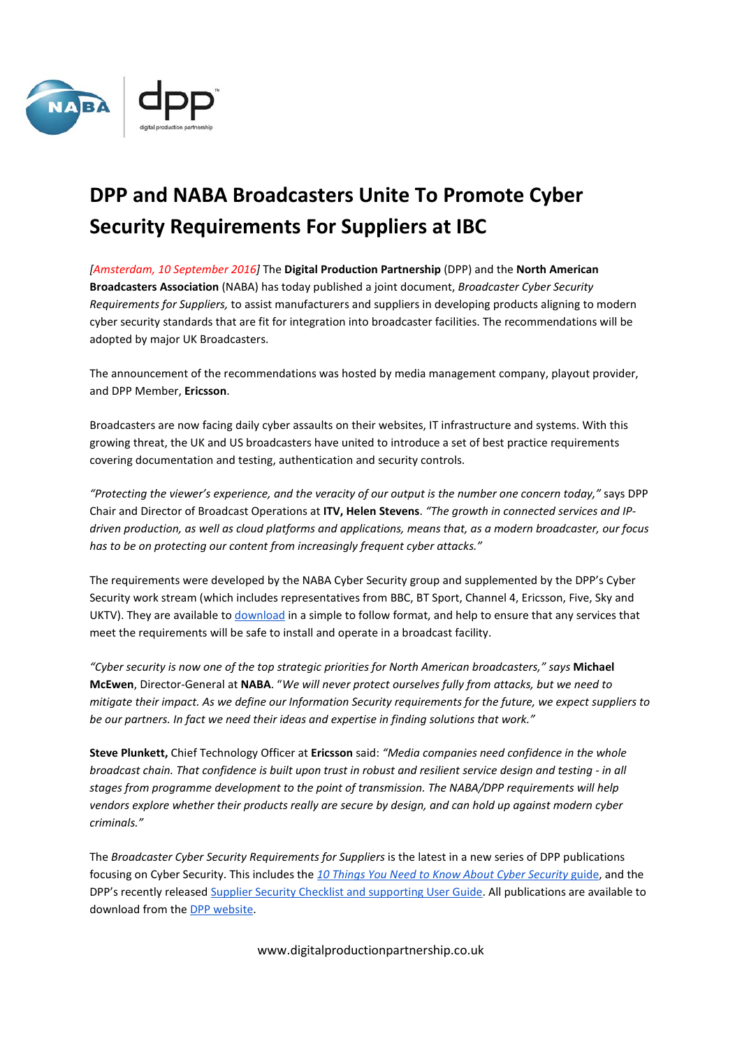# DPP and NABA Broadcasters Unite To Promote Cyber Security Requirements For Suppliers at IBC

*[Amsterdam, 10 September 2016]* The **Digital Production Partnership** (DPP) and the **North American Broadcasters Association** (NABA) has today published a joint document, *Broadcaster Cyber Security Requirements for Suppliers,* to assist manufacturers and suppliers in developing products aligning to modern cyber security standards that are fit for integration into broadcaster facilities. The recommendations will be adopted by major UK Broadcasters.

The announcement of the recommendations was hosted by media management company, playout provider, and DPP Member, **Ericsson**.

Broadcasters are now facing daily cyber assaults on their websites, IT infrastructure and systems. With this growing threat, the UK and US broadcasters have united to introduce a set of best practice requirements covering documentation and testing, authentication and security controls.

*"Protecting the viewer's experience, and the veracity of our output is the number one concern today,"* says DPP Chair and Director of Broadcast Operations at **ITV, Helen Stevens**. *"The growth in connected services and IP-driven production, as well as cloud platforms and applications, means that, as a modern broadcaster, our focus has to be on protecting our content from increasingly frequent cyber attacks."*

The requirements were developed by the NABA Cyber Security group and supplemented by the DPP's Cyber Security work stream (which includes representatives from BBC, BT Sport, Channel 4, Ericsson, Five, Sky and UKTV). They are available to download in a simple to follow format, and help to ensure that any services that meet the requirements will be safe to install and operate in a broadcast facility.

*"Cyber security is now one of the top strategic priorities for North American broadcasters," says* **Michael McEwen**, Director-General at **NABA**. "*We will never protect ourselves fully from attacks, but we need to mitigate their impact. As we define our Information Security requirements for the future, we expect suppliers to be our partners. In fact we need their ideas and expertise in finding solutions that work."*

**Steve Plunkett,** Chief Technology Officer at **Ericsson** said: *"Media companies need confidence in the whole broadcast chain. That confidence is built upon trust in robust and resilient service design and testing - in all stages from programme development to the point of transmission. The NABA/DPP requirements will help vendors explore whether their products really are secure by design, and can hold up against modern cyber criminals."*

The *Broadcaster Cyber Security Requirements for Suppliers* is the latest in a new series of DPP publications focusing on Cyber Security. This includes the *10 Things You Need to Know About Cyber Security* guide, and the DPP's recently released Supplier Security Checklist and supporting User Guide. All publications are available to download from the DPP website.

www.digitalproductionpartnership.co.uk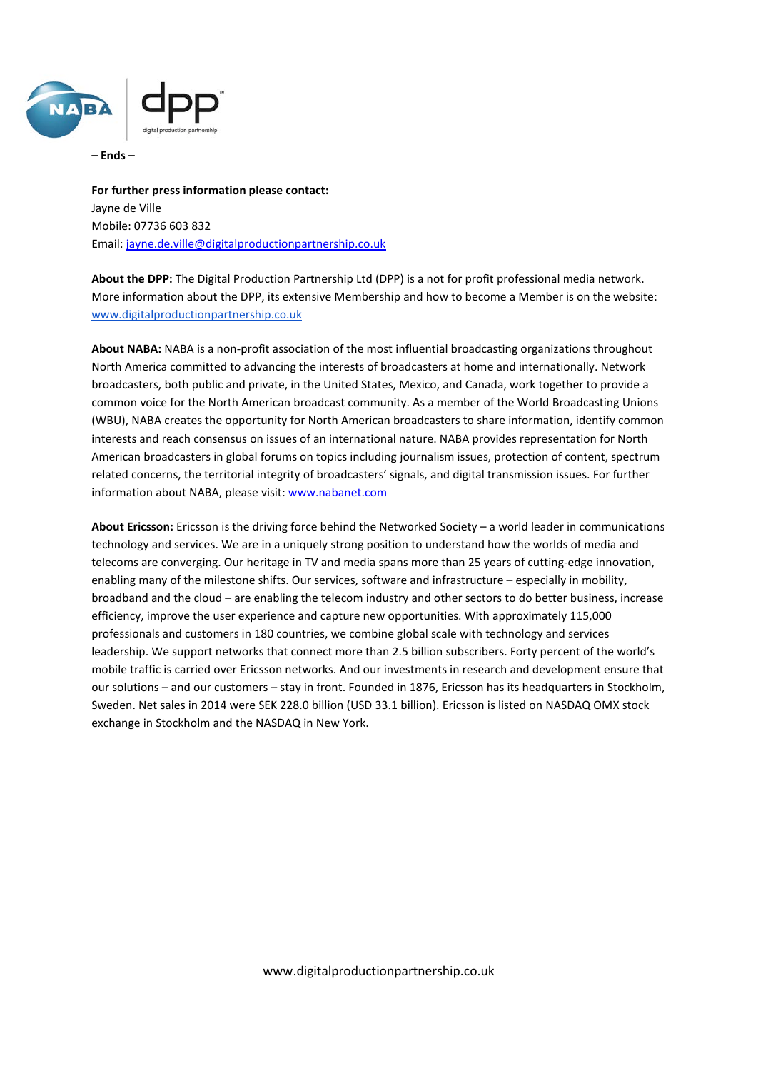**– Ends –**

**For further press information please contact:**
Jayne de Ville
Mobile: 07736 603 832
Email: jayne.de.ville@digitalproductionpartnership.co.uk

**About the DPP:** The Digital Production Partnership Ltd (DPP) is a not for profit professional media network. More information about the DPP, its extensive Membership and how to become a Member is on the website: www.digitalproductionpartnership.co.uk

**About NABA:** NABA is a non-profit association of the most influential broadcasting organizations throughout North America committed to advancing the interests of broadcasters at home and internationally. Network broadcasters, both public and private, in the United States, Mexico, and Canada, work together to provide a common voice for the North American broadcast community. As a member of the World Broadcasting Unions (WBU), NABA creates the opportunity for North American broadcasters to share information, identify common interests and reach consensus on issues of an international nature. NABA provides representation for North American broadcasters in global forums on topics including journalism issues, protection of content, spectrum related concerns, the territorial integrity of broadcasters' signals, and digital transmission issues. For further information about NABA, please visit: www.nabanet.com

**About Ericsson:** Ericsson is the driving force behind the Networked Society – a world leader in communications technology and services. We are in a uniquely strong position to understand how the worlds of media and telecoms are converging. Our heritage in TV and media spans more than 25 years of cutting-edge innovation, enabling many of the milestone shifts. Our services, software and infrastructure – especially in mobility, broadband and the cloud – are enabling the telecom industry and other sectors to do better business, increase efficiency, improve the user experience and capture new opportunities. With approximately 115,000 professionals and customers in 180 countries, we combine global scale with technology and services leadership. We support networks that connect more than 2.5 billion subscribers. Forty percent of the world's mobile traffic is carried over Ericsson networks. And our investments in research and development ensure that our solutions – and our customers – stay in front. Founded in 1876, Ericsson has its headquarters in Stockholm, Sweden. Net sales in 2014 were SEK 228.0 billion (USD 33.1 billion). Ericsson is listed on NASDAQ OMX stock exchange in Stockholm and the NASDAQ in New York.